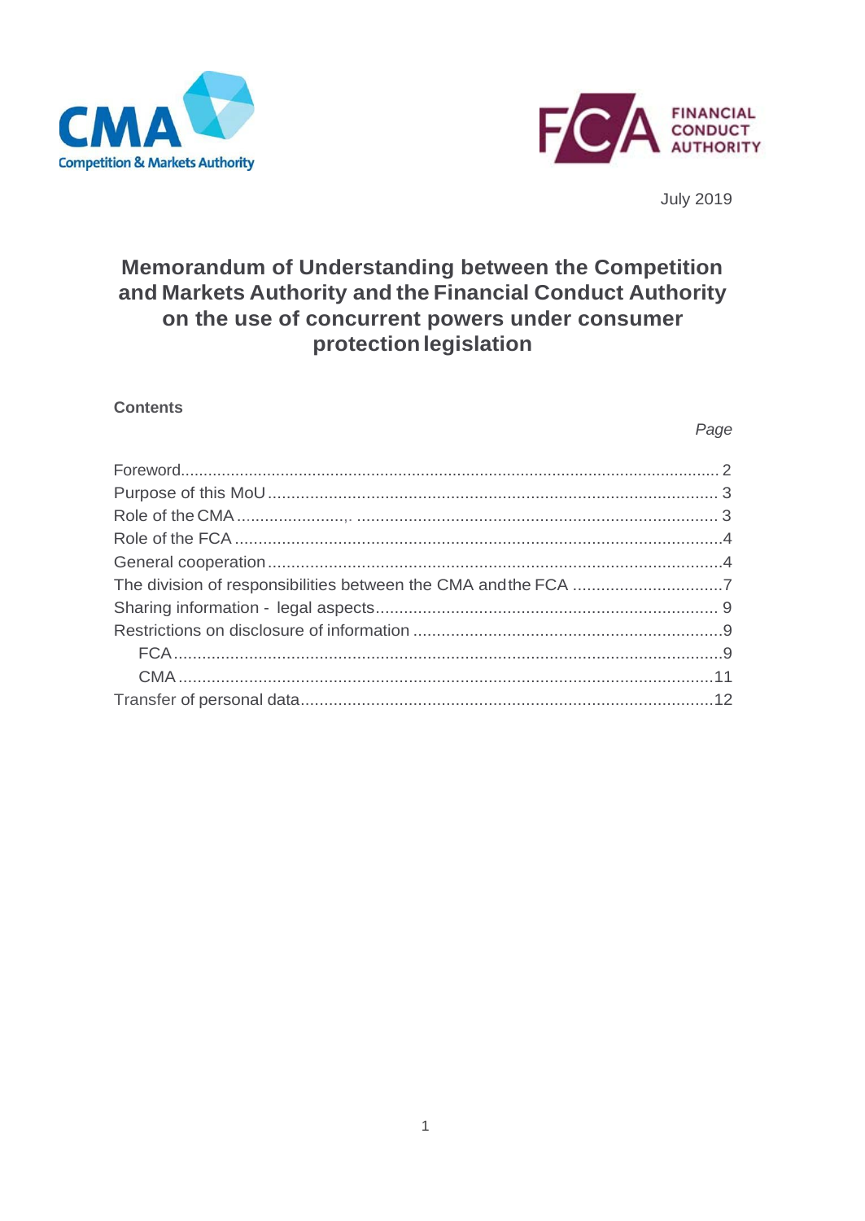CMA
Competition & Markets Authority

FCA
FINANCIAL CONDUCT AUTHORITY

July 2019

# Memorandum of Understanding between the Competition and Markets Authority and the Financial Conduct Authority on the use of concurrent powers under consumer protection legislation

**Contents**

| | *Page* |
|---|---|
| Foreword | 2 |
| Purpose of this MoU | 3 |
| Role of the CMA | 3 |
| Role of the FCA | 4 |
| General cooperation | 4 |
| The division of responsibilities between the CMA and the FCA | 7 |
| Sharing information - legal aspects | 9 |
| Restrictions on disclosure of information | 9 |
| FCA | 9 |
| CMA | 11 |
| Transfer of personal data | 12 |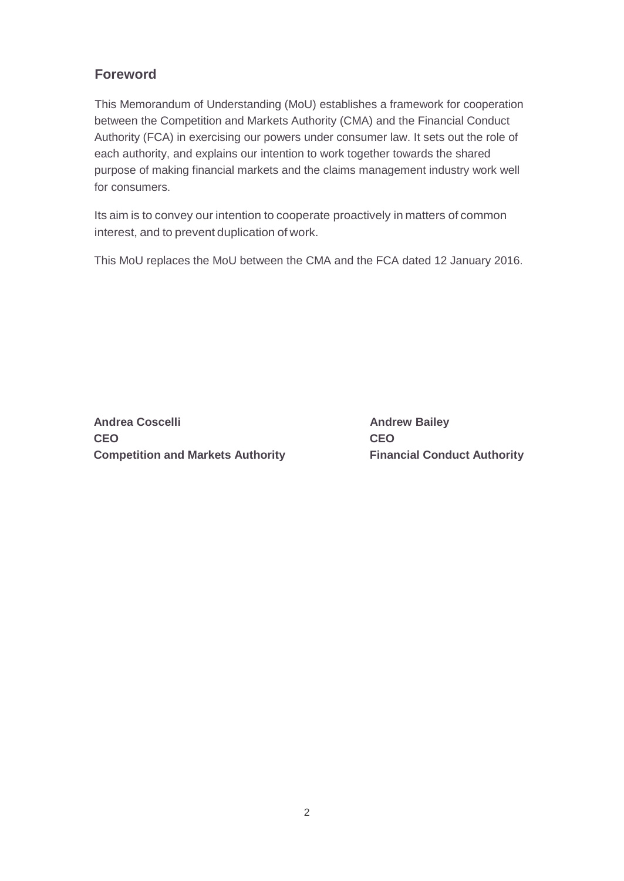## Foreword

This Memorandum of Understanding (MoU) establishes a framework for cooperation between the Competition and Markets Authority (CMA) and the Financial Conduct Authority (FCA) in exercising our powers under consumer law. It sets out the role of each authority, and explains our intention to work together towards the shared purpose of making financial markets and the claims management industry work well for consumers.

Its aim is to convey our intention to cooperate proactively in matters of common interest, and to prevent duplication of work.

This MoU replaces the MoU between the CMA and the FCA dated 12 January 2016.

**Andrea Coscelli**
**CEO**
**Competition and Markets Authority**

**Andrew Bailey**
**CEO**
**Financial Conduct Authority**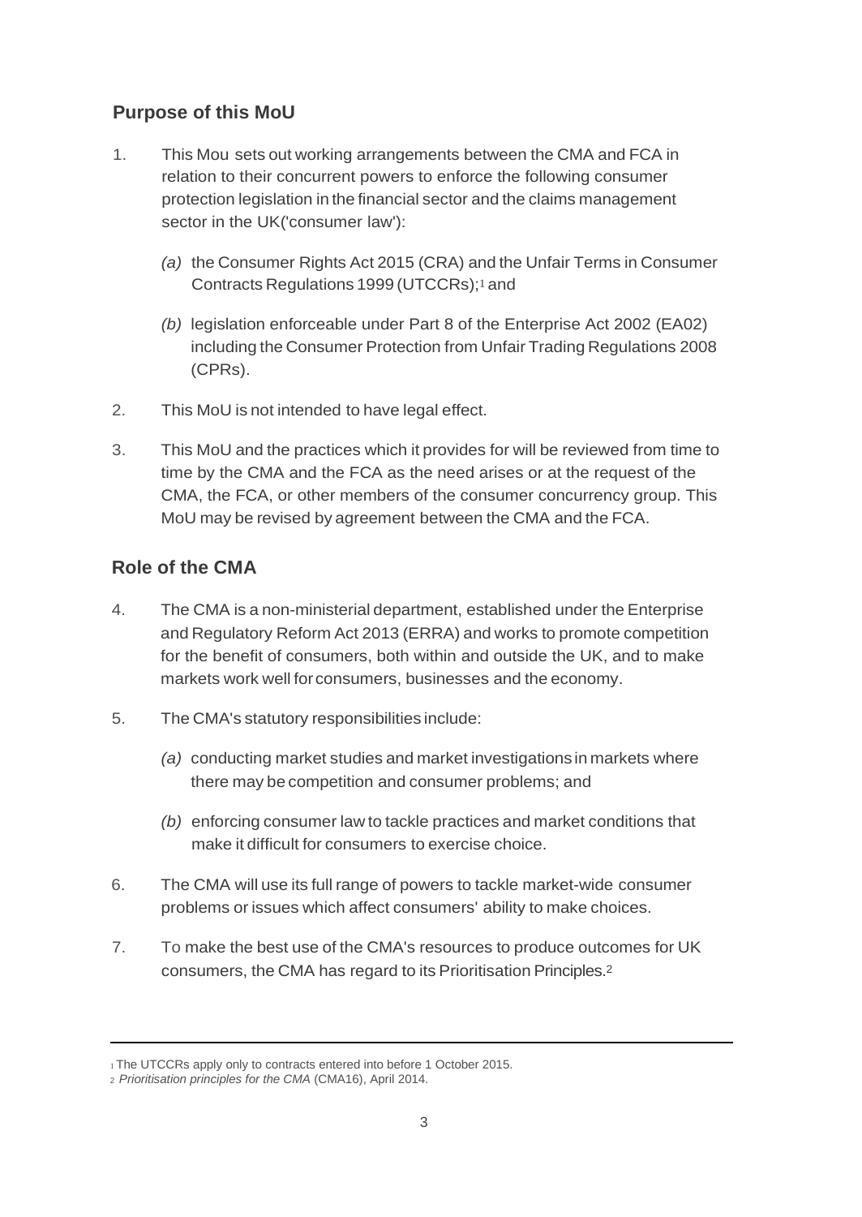## Purpose of this MoU

1. This Mou sets out working arrangements between the CMA and FCA in relation to their concurrent powers to enforce the following consumer protection legislation in the financial sector and the claims management sector in the UK('consumer law'):

   *(a)* the Consumer Rights Act 2015 (CRA) and the Unfair Terms in Consumer Contracts Regulations 1999 (UTCCRs);[1] and

   *(b)* legislation enforceable under Part 8 of the Enterprise Act 2002 (EA02) including the Consumer Protection from Unfair Trading Regulations 2008 (CPRs).

2. This MoU is not intended to have legal effect.

3. This MoU and the practices which it provides for will be reviewed from time to time by the CMA and the FCA as the need arises or at the request of the CMA, the FCA, or other members of the consumer concurrency group. This MoU may be revised by agreement between the CMA and the FCA.

## Role of the CMA

4. The CMA is a non-ministerial department, established under the Enterprise and Regulatory Reform Act 2013 (ERRA) and works to promote competition for the benefit of consumers, both within and outside the UK, and to make markets work well for consumers, businesses and the economy.

5. The CMA's statutory responsibilities include:

   *(a)* conducting market studies and market investigations in markets where there may be competition and consumer problems; and

   *(b)* enforcing consumer law to tackle practices and market conditions that make it difficult for consumers to exercise choice.

6. The CMA will use its full range of powers to tackle market-wide consumer problems or issues which affect consumers' ability to make choices.

7. To make the best use of the CMA's resources to produce outcomes for UK consumers, the CMA has regard to its Prioritisation Principles.[2]

---

[1] The UTCCRs apply only to contracts entered into before 1 October 2015.

[2] *Prioritisation principles for the CMA* (CMA16), April 2014.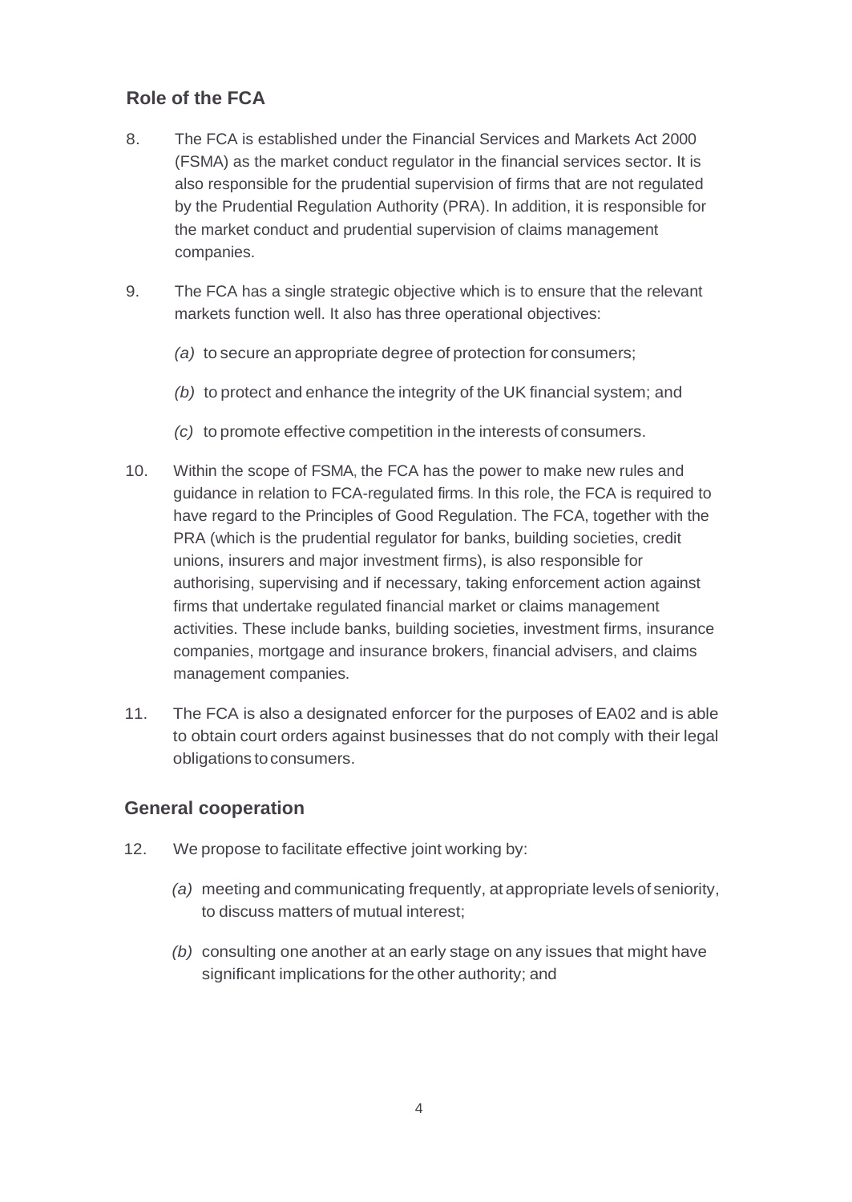## Role of the FCA

8. The FCA is established under the Financial Services and Markets Act 2000 (FSMA) as the market conduct regulator in the financial services sector. It is also responsible for the prudential supervision of firms that are not regulated by the Prudential Regulation Authority (PRA). In addition, it is responsible for the market conduct and prudential supervision of claims management companies.

9. The FCA has a single strategic objective which is to ensure that the relevant markets function well. It also has three operational objectives:

   *(a)* to secure an appropriate degree of protection for consumers;

   *(b)* to protect and enhance the integrity of the UK financial system; and

   *(c)* to promote effective competition in the interests of consumers.

10. Within the scope of FSMA, the FCA has the power to make new rules and guidance in relation to FCA-regulated firms. In this role, the FCA is required to have regard to the Principles of Good Regulation. The FCA, together with the PRA (which is the prudential regulator for banks, building societies, credit unions, insurers and major investment firms), is also responsible for authorising, supervising and if necessary, taking enforcement action against firms that undertake regulated financial market or claims management activities. These include banks, building societies, investment firms, insurance companies, mortgage and insurance brokers, financial advisers, and claims management companies.

11. The FCA is also a designated enforcer for the purposes of EA02 and is able to obtain court orders against businesses that do not comply with their legal obligations to consumers.

## General cooperation

12. We propose to facilitate effective joint working by:

    *(a)* meeting and communicating frequently, at appropriate levels of seniority, to discuss matters of mutual interest;

    *(b)* consulting one another at an early stage on any issues that might have significant implications for the other authority; and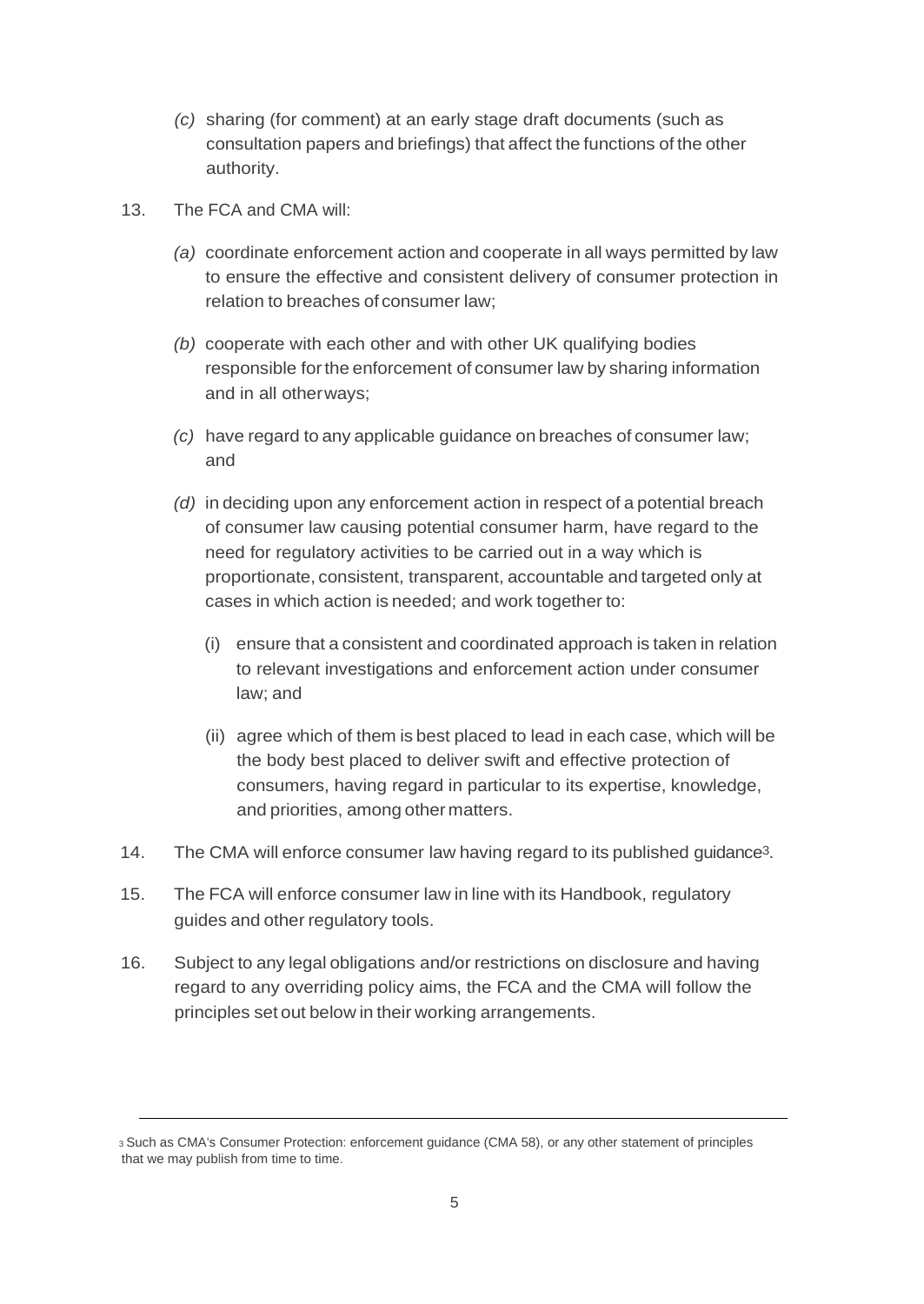*(c)* sharing (for comment) at an early stage draft documents (such as consultation papers and briefings) that affect the functions of the other authority.

13. The FCA and CMA will:

   *(a)* coordinate enforcement action and cooperate in all ways permitted by law to ensure the effective and consistent delivery of consumer protection in relation to breaches of consumer law;

   *(b)* cooperate with each other and with other UK qualifying bodies responsible for the enforcement of consumer law by sharing information and in all other ways;

   *(c)* have regard to any applicable guidance on breaches of consumer law; and

   *(d)* in deciding upon any enforcement action in respect of a potential breach of consumer law causing potential consumer harm, have regard to the need for regulatory activities to be carried out in a way which is proportionate, consistent, transparent, accountable and targeted only at cases in which action is needed; and work together to:

      (i) ensure that a consistent and coordinated approach is taken in relation to relevant investigations and enforcement action under consumer law; and

      (ii) agree which of them is best placed to lead in each case, which will be the body best placed to deliver swift and effective protection of consumers, having regard in particular to its expertise, knowledge, and priorities, among other matters.

14. The CMA will enforce consumer law having regard to its published guidance[3].

15. The FCA will enforce consumer law in line with its Handbook, regulatory guides and other regulatory tools.

16. Subject to any legal obligations and/or restrictions on disclosure and having regard to any overriding policy aims, the FCA and the CMA will follow the principles set out below in their working arrangements.

---

[3] Such as CMA's Consumer Protection: enforcement guidance (CMA 58), or any other statement of principles that we may publish from time to time.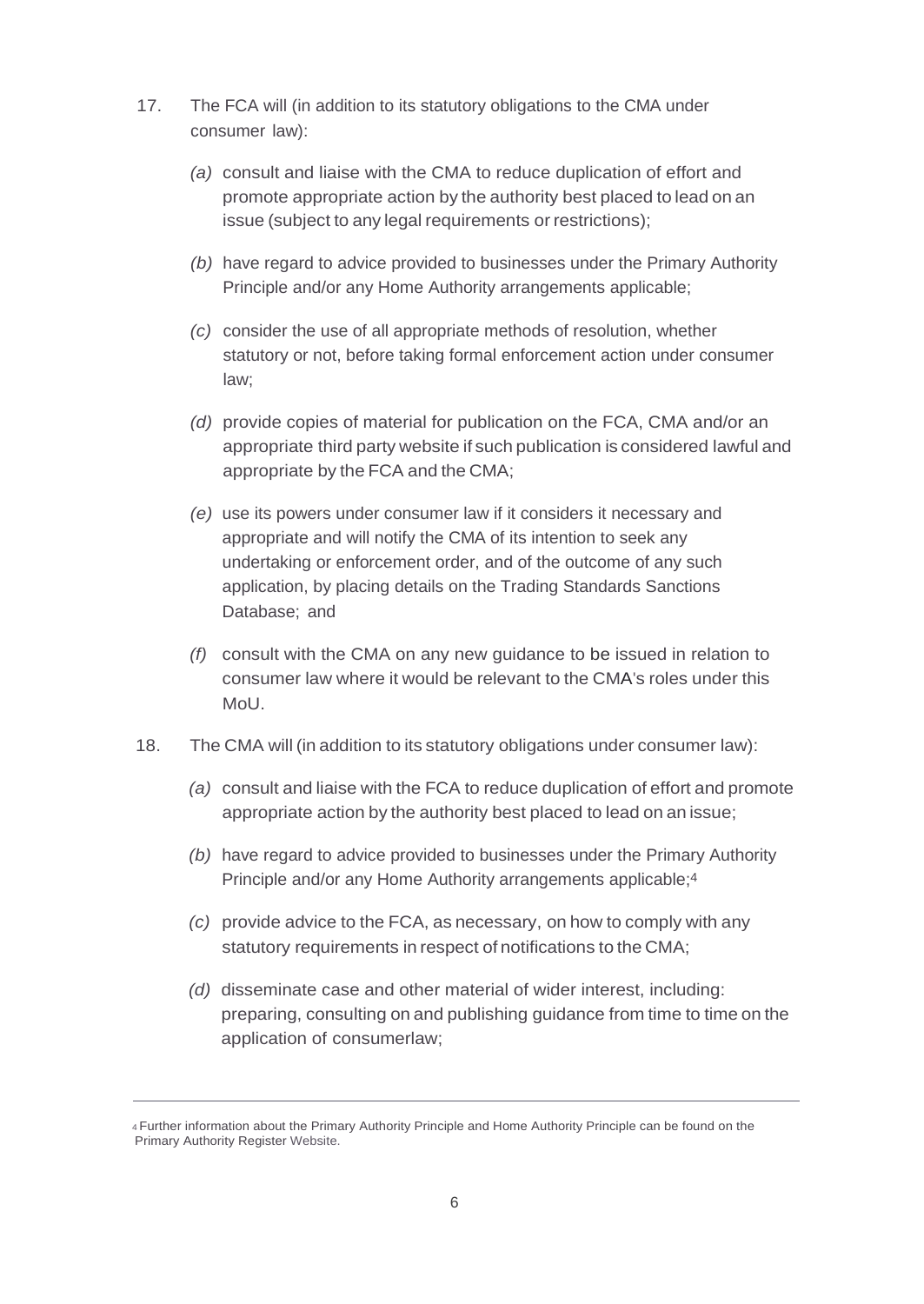17. The FCA will (in addition to its statutory obligations to the CMA under consumer law):

    *(a)* consult and liaise with the CMA to reduce duplication of effort and promote appropriate action by the authority best placed to lead on an issue (subject to any legal requirements or restrictions);

    *(b)* have regard to advice provided to businesses under the Primary Authority Principle and/or any Home Authority arrangements applicable;

    *(c)* consider the use of all appropriate methods of resolution, whether statutory or not, before taking formal enforcement action under consumer law;

    *(d)* provide copies of material for publication on the FCA, CMA and/or an appropriate third party website if such publication is considered lawful and appropriate by the FCA and the CMA;

    *(e)* use its powers under consumer law if it considers it necessary and appropriate and will notify the CMA of its intention to seek any undertaking or enforcement order, and of the outcome of any such application, by placing details on the Trading Standards Sanctions Database; and

    *(f)* consult with the CMA on any new guidance to be issued in relation to consumer law where it would be relevant to the CMA's roles under this MoU.

18. The CMA will (in addition to its statutory obligations under consumer law):

    *(a)* consult and liaise with the FCA to reduce duplication of effort and promote appropriate action by the authority best placed to lead on an issue;

    *(b)* have regard to advice provided to businesses under the Primary Authority Principle and/or any Home Authority arrangements applicable;[4]

    *(c)* provide advice to the FCA, as necessary, on how to comply with any statutory requirements in respect of notifications to the CMA;

    *(d)* disseminate case and other material of wider interest, including: preparing, consulting on and publishing guidance from time to time on the application of consumerlaw;

---

[4] Further information about the Primary Authority Principle and Home Authority Principle can be found on the Primary Authority Register Website.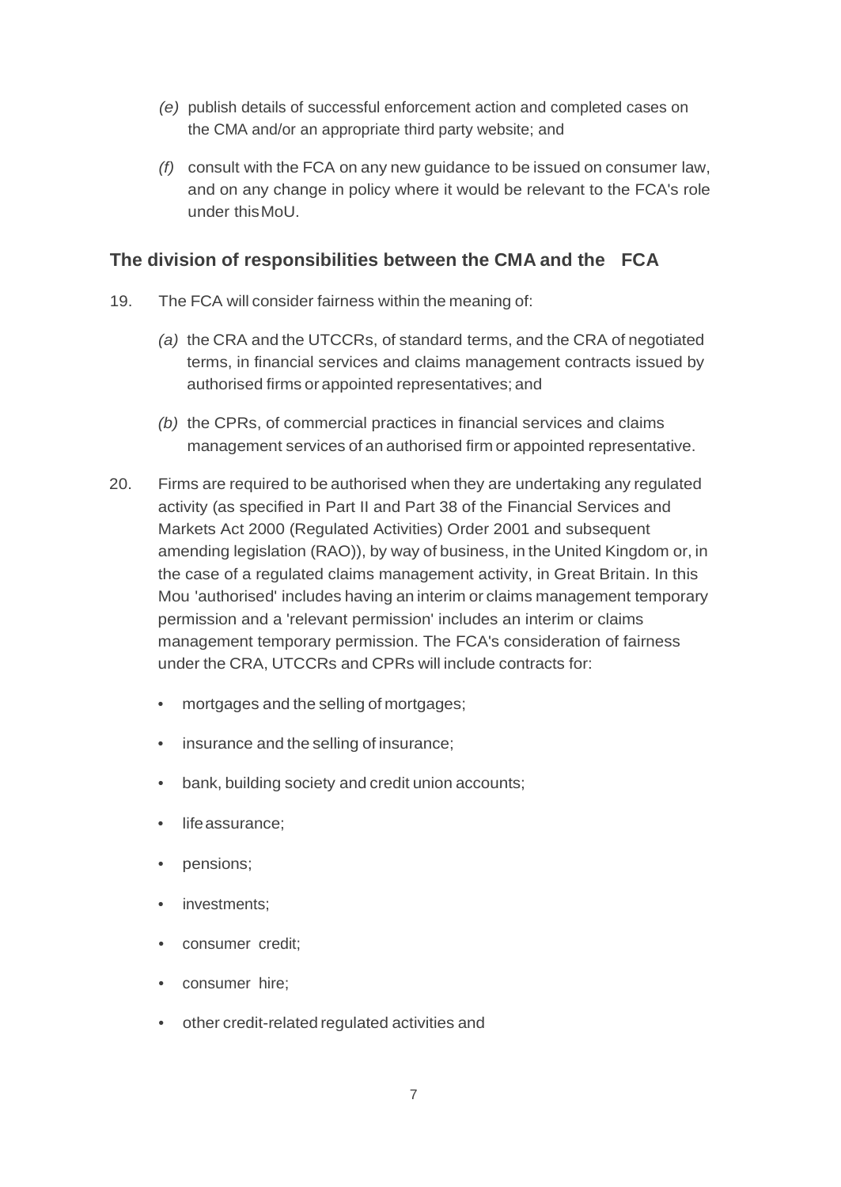*(e)* publish details of successful enforcement action and completed cases on the CMA and/or an appropriate third party website; and

*(f)* consult with the FCA on any new guidance to be issued on consumer law, and on any change in policy where it would be relevant to the FCA's role under this MoU.

## The division of responsibilities between the CMA and the FCA

19. The FCA will consider fairness within the meaning of:

    *(a)* the CRA and the UTCCRs, of standard terms, and the CRA of negotiated terms, in financial services and claims management contracts issued by authorised firms or appointed representatives; and

    *(b)* the CPRs, of commercial practices in financial services and claims management services of an authorised firm or appointed representative.

20. Firms are required to be authorised when they are undertaking any regulated activity (as specified in Part II and Part 38 of the Financial Services and Markets Act 2000 (Regulated Activities) Order 2001 and subsequent amending legislation (RAO)), by way of business, in the United Kingdom or, in the case of a regulated claims management activity, in Great Britain. In this Mou 'authorised' includes having an interim or claims management temporary permission and a 'relevant permission' includes an interim or claims management temporary permission. The FCA's consideration of fairness under the CRA, UTCCRs and CPRs will include contracts for:

    - mortgages and the selling of mortgages;
    - insurance and the selling of insurance;
    - bank, building society and credit union accounts;
    - life assurance;
    - pensions;
    - investments;
    - consumer credit;
    - consumer hire;
    - other credit-related regulated activities and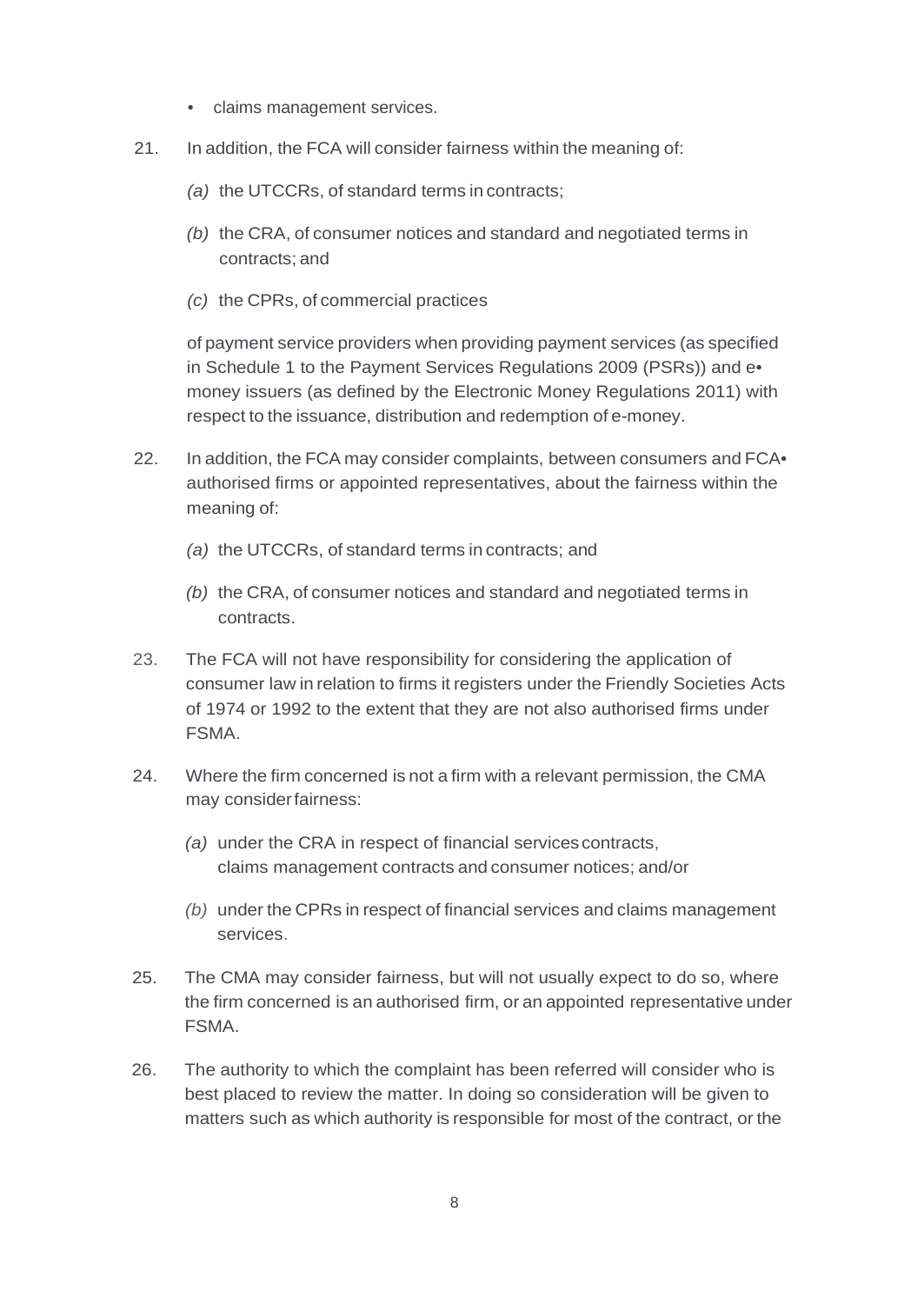- claims management services.

21. In addition, the FCA will consider fairness within the meaning of:

    *(a)* the UTCCRs, of standard terms in contracts;

    *(b)* the CRA, of consumer notices and standard and negotiated terms in contracts; and

    *(c)* the CPRs, of commercial practices

    of payment service providers when providing payment services (as specified in Schedule 1 to the Payment Services Regulations 2009 (PSRs)) and e-money issuers (as defined by the Electronic Money Regulations 2011) with respect to the issuance, distribution and redemption of e-money.

22. In addition, the FCA may consider complaints, between consumers and FCA-authorised firms or appointed representatives, about the fairness within the meaning of:

    *(a)* the UTCCRs, of standard terms in contracts; and

    *(b)* the CRA, of consumer notices and standard and negotiated terms in contracts.

23. The FCA will not have responsibility for considering the application of consumer law in relation to firms it registers under the Friendly Societies Acts of 1974 or 1992 to the extent that they are not also authorised firms under FSMA.

24. Where the firm concerned is not a firm with a relevant permission, the CMA may consider fairness:

    *(a)* under the CRA in respect of financial services contracts, claims management contracts and consumer notices; and/or

    *(b)* under the CPRs in respect of financial services and claims management services.

25. The CMA may consider fairness, but will not usually expect to do so, where the firm concerned is an authorised firm, or an appointed representative under FSMA.

26. The authority to which the complaint has been referred will consider who is best placed to review the matter. In doing so consideration will be given to matters such as which authority is responsible for most of the contract, or the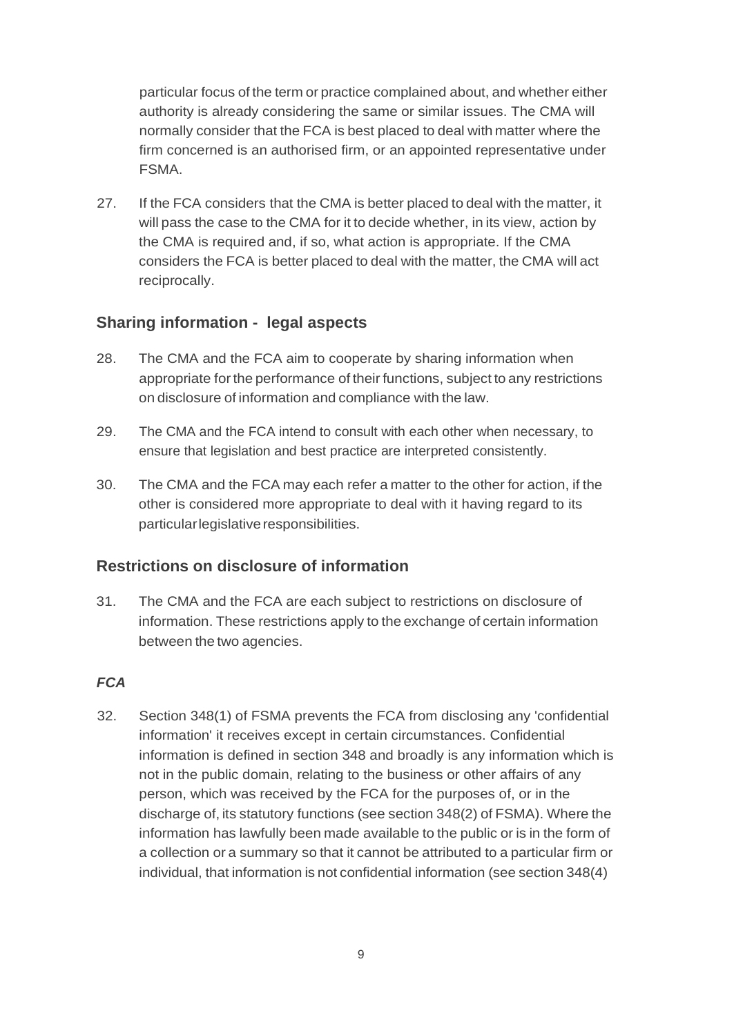particular focus of the term or practice complained about, and whether either authority is already considering the same or similar issues. The CMA will normally consider that the FCA is best placed to deal with matter where the firm concerned is an authorised firm, or an appointed representative under FSMA.

27. If the FCA considers that the CMA is better placed to deal with the matter, it will pass the case to the CMA for it to decide whether, in its view, action by the CMA is required and, if so, what action is appropriate. If the CMA considers the FCA is better placed to deal with the matter, the CMA will act reciprocally.

## Sharing information - legal aspects

28. The CMA and the FCA aim to cooperate by sharing information when appropriate for the performance of their functions, subject to any restrictions on disclosure of information and compliance with the law.

29. The CMA and the FCA intend to consult with each other when necessary, to ensure that legislation and best practice are interpreted consistently.

30. The CMA and the FCA may each refer a matter to the other for action, if the other is considered more appropriate to deal with it having regard to its particular legislative responsibilities.

## Restrictions on disclosure of information

31. The CMA and the FCA are each subject to restrictions on disclosure of information. These restrictions apply to the exchange of certain information between the two agencies.

### *FCA*

32. Section 348(1) of FSMA prevents the FCA from disclosing any 'confidential information' it receives except in certain circumstances. Confidential information is defined in section 348 and broadly is any information which is not in the public domain, relating to the business or other affairs of any person, which was received by the FCA for the purposes of, or in the discharge of, its statutory functions (see section 348(2) of FSMA). Where the information has lawfully been made available to the public or is in the form of a collection or a summary so that it cannot be attributed to a particular firm or individual, that information is not confidential information (see section 348(4)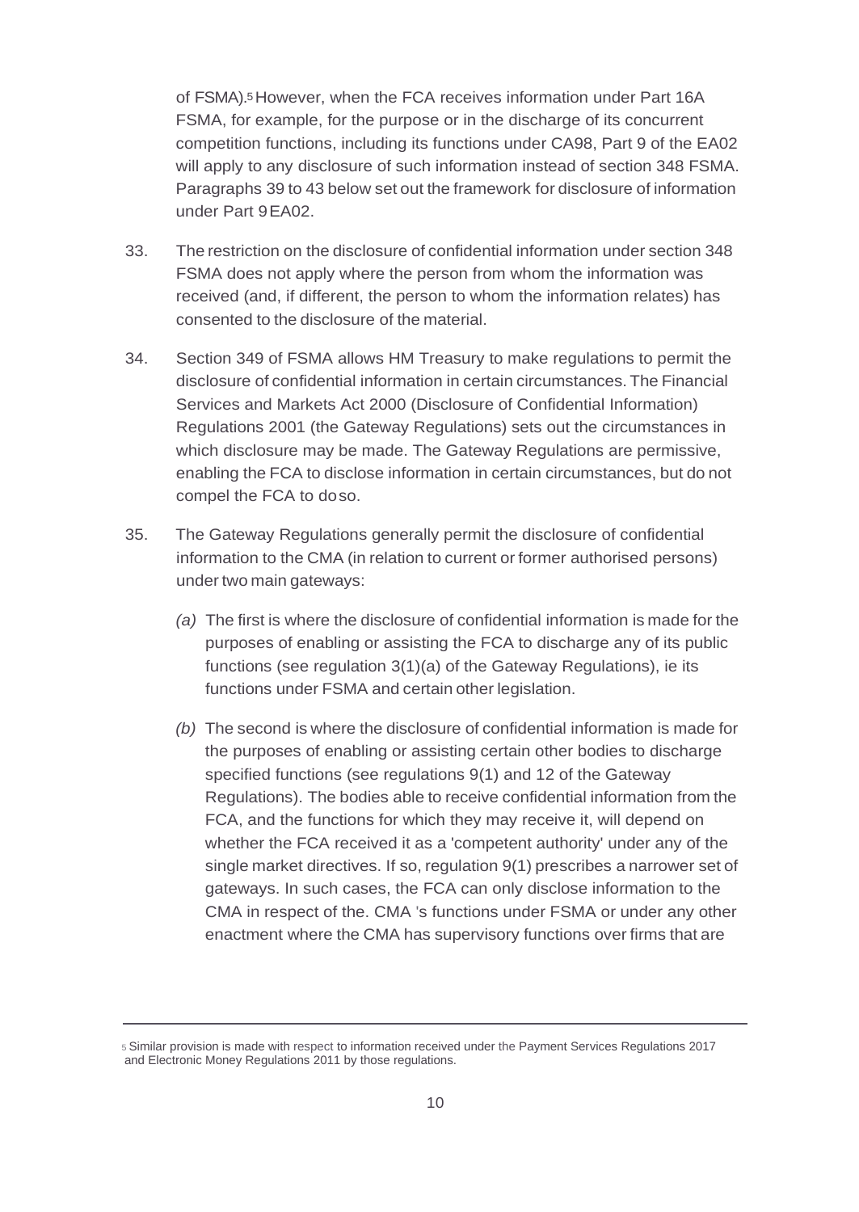of FSMA).[5] However, when the FCA receives information under Part 16A FSMA, for example, for the purpose or in the discharge of its concurrent competition functions, including its functions under CA98, Part 9 of the EA02 will apply to any disclosure of such information instead of section 348 FSMA. Paragraphs 39 to 43 below set out the framework for disclosure of information under Part 9 EA02.

33. The restriction on the disclosure of confidential information under section 348 FSMA does not apply where the person from whom the information was received (and, if different, the person to whom the information relates) has consented to the disclosure of the material.

34. Section 349 of FSMA allows HM Treasury to make regulations to permit the disclosure of confidential information in certain circumstances. The Financial Services and Markets Act 2000 (Disclosure of Confidential Information) Regulations 2001 (the Gateway Regulations) sets out the circumstances in which disclosure may be made. The Gateway Regulations are permissive, enabling the FCA to disclose information in certain circumstances, but do not compel the FCA to do so.

35. The Gateway Regulations generally permit the disclosure of confidential information to the CMA (in relation to current or former authorised persons) under two main gateways:

   *(a)* The first is where the disclosure of confidential information is made for the purposes of enabling or assisting the FCA to discharge any of its public functions (see regulation 3(1)(a) of the Gateway Regulations), ie its functions under FSMA and certain other legislation.

   *(b)* The second is where the disclosure of confidential information is made for the purposes of enabling or assisting certain other bodies to discharge specified functions (see regulations 9(1) and 12 of the Gateway Regulations). The bodies able to receive confidential information from the FCA, and the functions for which they may receive it, will depend on whether the FCA received it as a 'competent authority' under any of the single market directives. If so, regulation 9(1) prescribes a narrower set of gateways. In such cases, the FCA can only disclose information to the CMA in respect of the. CMA 's functions under FSMA or under any other enactment where the CMA has supervisory functions over firms that are

---

[5] Similar provision is made with respect to information received under the Payment Services Regulations 2017 and Electronic Money Regulations 2011 by those regulations.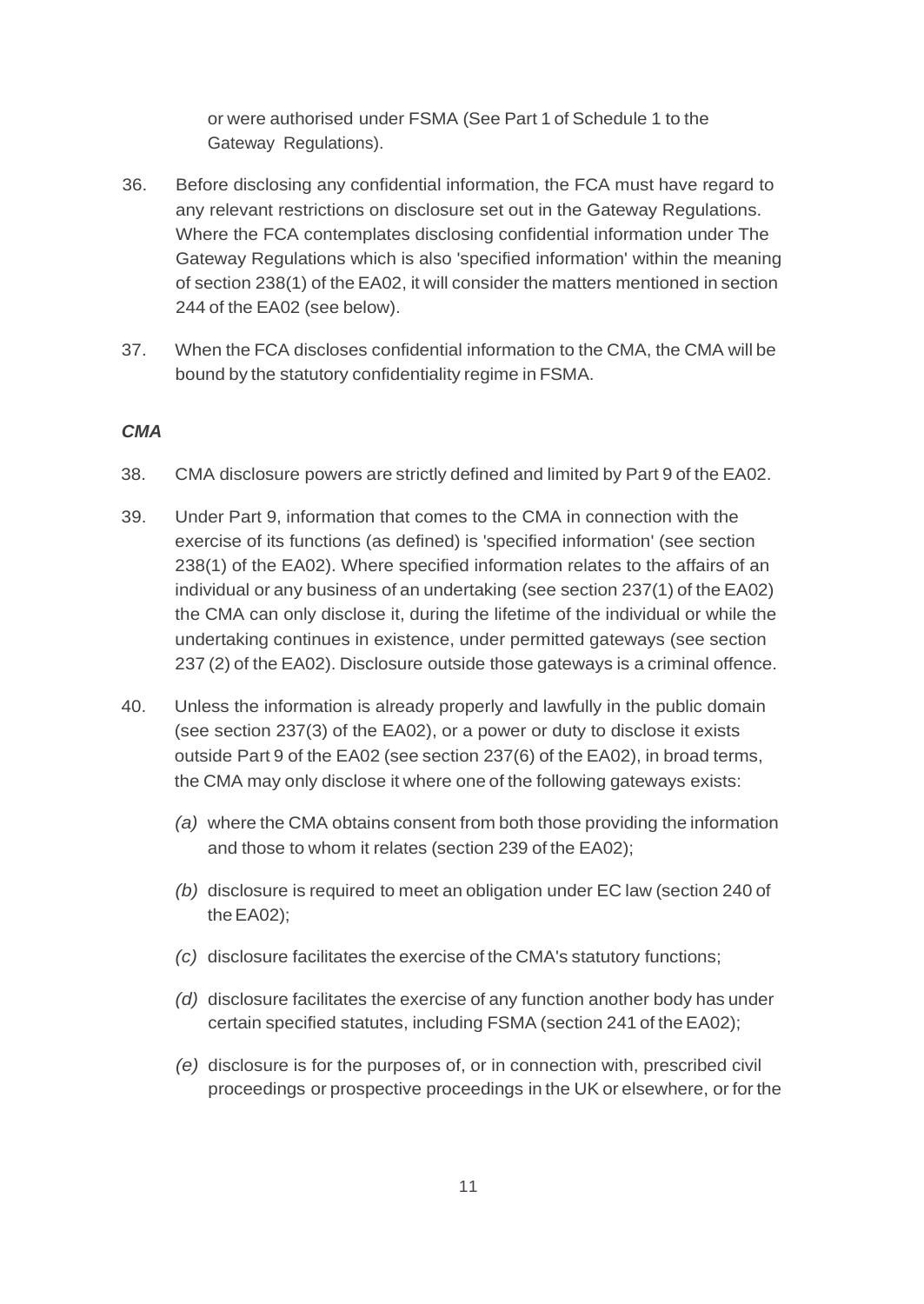or were authorised under FSMA (See Part 1 of Schedule 1 to the Gateway Regulations).

36. Before disclosing any confidential information, the FCA must have regard to any relevant restrictions on disclosure set out in the Gateway Regulations. Where the FCA contemplates disclosing confidential information under The Gateway Regulations which is also 'specified information' within the meaning of section 238(1) of the EA02, it will consider the matters mentioned in section 244 of the EA02 (see below).

37. When the FCA discloses confidential information to the CMA, the CMA will be bound by the statutory confidentiality regime in FSMA.

### *CMA*

38. CMA disclosure powers are strictly defined and limited by Part 9 of the EA02.

39. Under Part 9, information that comes to the CMA in connection with the exercise of its functions (as defined) is 'specified information' (see section 238(1) of the EA02). Where specified information relates to the affairs of an individual or any business of an undertaking (see section 237(1) of the EA02) the CMA can only disclose it, during the lifetime of the individual or while the undertaking continues in existence, under permitted gateways (see section 237 (2) of the EA02). Disclosure outside those gateways is a criminal offence.

40. Unless the information is already properly and lawfully in the public domain (see section 237(3) of the EA02), or a power or duty to disclose it exists outside Part 9 of the EA02 (see section 237(6) of the EA02), in broad terms, the CMA may only disclose it where one of the following gateways exists:

    *(a)* where the CMA obtains consent from both those providing the information and those to whom it relates (section 239 of the EA02);

    *(b)* disclosure is required to meet an obligation under EC law (section 240 of the EA02);

    *(c)* disclosure facilitates the exercise of the CMA's statutory functions;

    *(d)* disclosure facilitates the exercise of any function another body has under certain specified statutes, including FSMA (section 241 of the EA02);

    *(e)* disclosure is for the purposes of, or in connection with, prescribed civil proceedings or prospective proceedings in the UK or elsewhere, or for the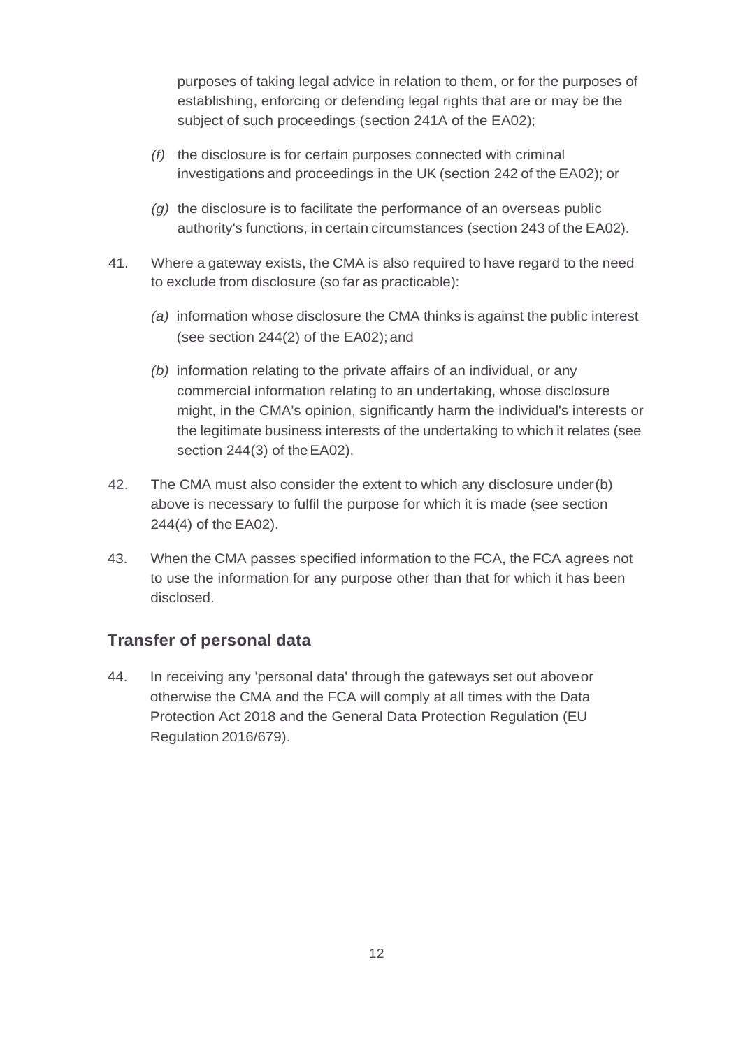purposes of taking legal advice in relation to them, or for the purposes of establishing, enforcing or defending legal rights that are or may be the subject of such proceedings (section 241A of the EA02);

*(f)* the disclosure is for certain purposes connected with criminal investigations and proceedings in the UK (section 242 of the EA02); or

*(g)* the disclosure is to facilitate the performance of an overseas public authority's functions, in certain circumstances (section 243 of the EA02).

41. Where a gateway exists, the CMA is also required to have regard to the need to exclude from disclosure (so far as practicable):

    *(a)* information whose disclosure the CMA thinks is against the public interest (see section 244(2) of the EA02); and

    *(b)* information relating to the private affairs of an individual, or any commercial information relating to an undertaking, whose disclosure might, in the CMA's opinion, significantly harm the individual's interests or the legitimate business interests of the undertaking to which it relates (see section 244(3) of the EA02).

42. The CMA must also consider the extent to which any disclosure under (b) above is necessary to fulfil the purpose for which it is made (see section 244(4) of the EA02).

43. When the CMA passes specified information to the FCA, the FCA agrees not to use the information for any purpose other than that for which it has been disclosed.

## Transfer of personal data

44. In receiving any 'personal data' through the gateways set out above or otherwise the CMA and the FCA will comply at all times with the Data Protection Act 2018 and the General Data Protection Regulation (EU Regulation 2016/679).